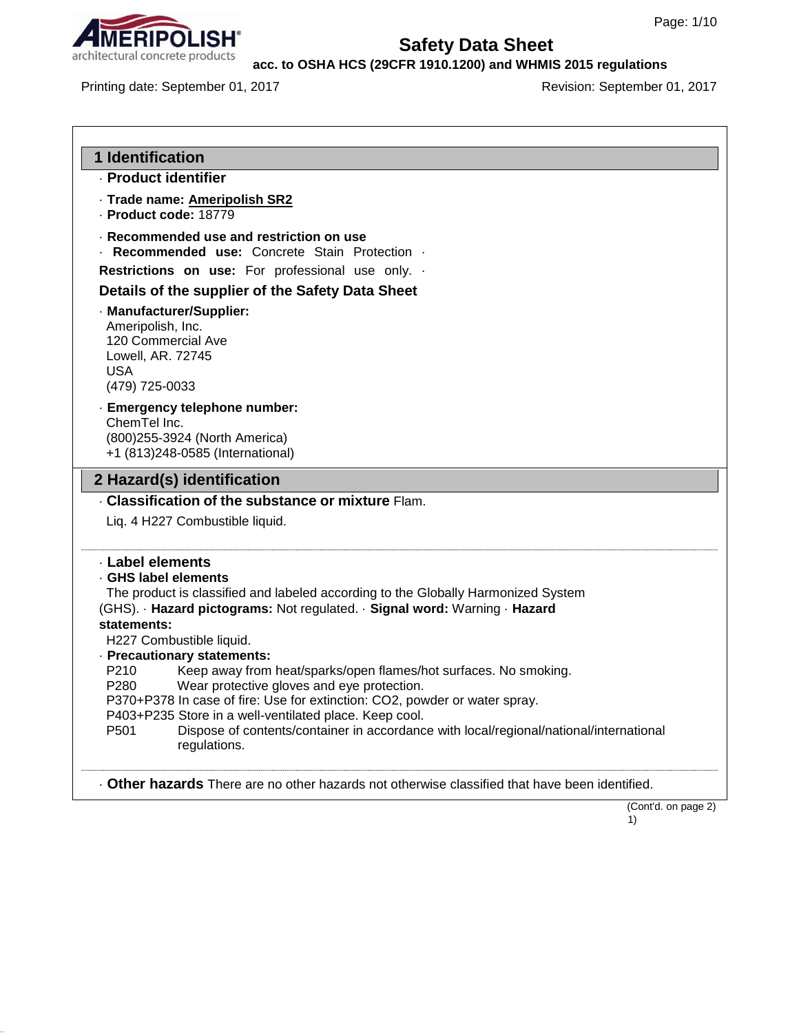# Safety Data Sheet

**acc. to OSHA HCS (29CFR 1910.1200) and WHMIS 2015 regulations**

Printing date: September 01, 2017 Revision: September 01, 2017

## 1 Identification

· **Product identifier**

· **Trade name: Ameripolish SR2**

· **Product code:** 18779

· **Recommended use and restriction on use**

· **Recommended use:** Concrete Stain Protection ·

**Restrictions on use:** For professional use only. ·

**Details of the supplier of the Safety Data Sheet**

· **Manufacturer/Supplier:**

Ameripolish, Inc.
120 Commercial Ave
Lowell, AR. 72745
USA
(479) 725-0033

· **Emergency telephone number:**

ChemTel Inc.
(800)255-3924 (North America)
+1 (813)248-0585 (International)

## 2 Hazard(s) identification

· **Classification of the substance or mixture** Flam.

Liq. 4 H227 Combustible liquid.

· **Label elements**

· **GHS label elements**

The product is classified and labeled according to the Globally Harmonized System (GHS). · **Hazard pictograms:** Not regulated. · **Signal word:** Warning · **Hazard statements:**

H227 Combustible liquid.

· **Precautionary statements:**

P210 Keep away from heat/sparks/open flames/hot surfaces. No smoking.
P280 Wear protective gloves and eye protection.
P370+P378 In case of fire: Use for extinction: $CO_2$, powder or water spray.
P403+P235 Store in a well-ventilated place. Keep cool.
P501 Dispose of contents/container in accordance with local/regional/national/international regulations.

· **Other hazards** There are no other hazards not otherwise classified that have been identified.

(Cont'd. on page 2)
1)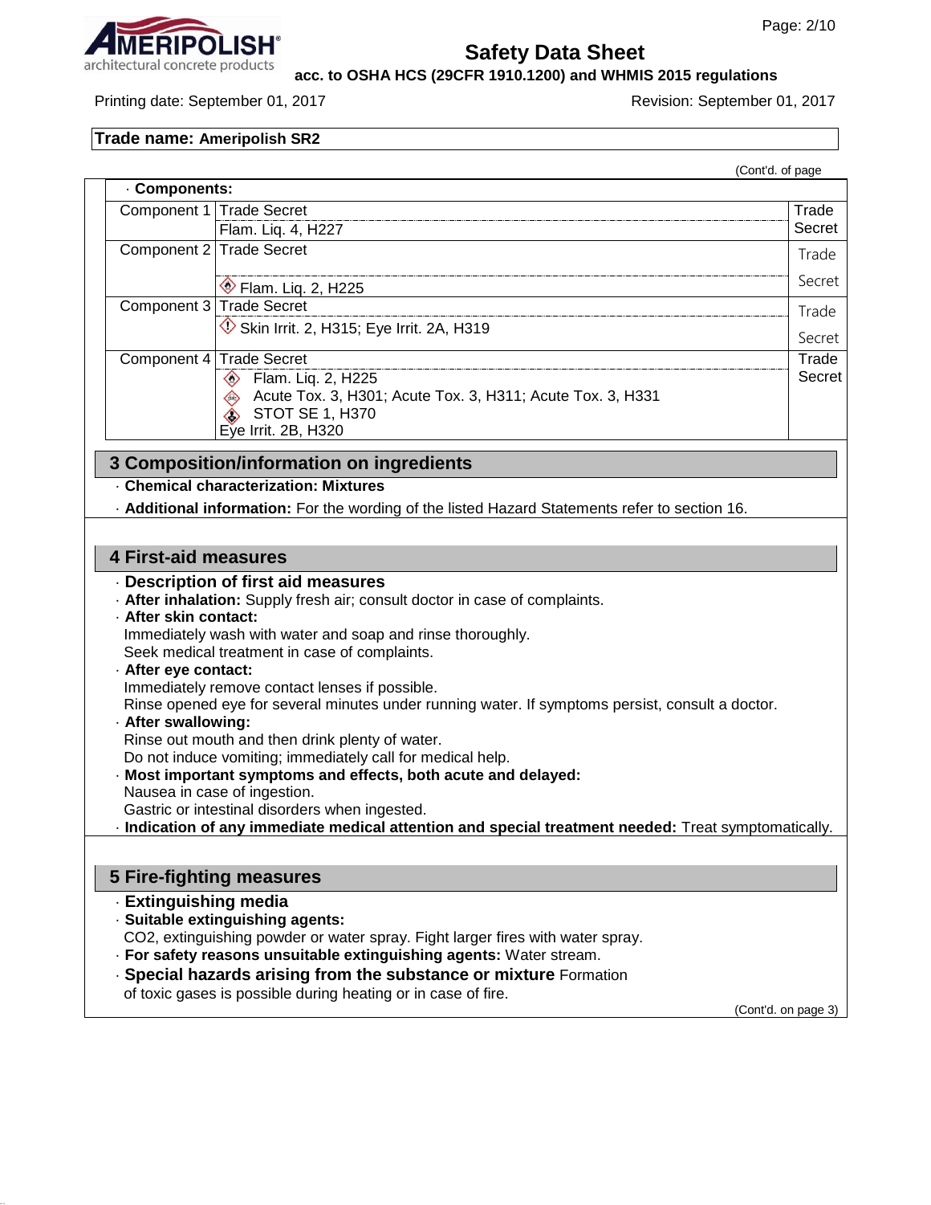Trade name: Ameripolish SR2

(Cont'd. of page

· **Components:**

| Component | Name / Classification | CAS |
|---|---|---|
| Component 1 | Trade Secret<br>Flam. Liq. 4, H227 | Trade Secret |
| Component 2 | Trade Secret<br>Flam. Liq. 2, H225 | Trade Secret |
| Component 3 | Trade Secret<br>Skin Irrit. 2, H315; Eye Irrit. 2A, H319 | Trade Secret |
| Component 4 | Trade Secret<br>Flam. Liq. 2, H225<br>Acute Tox. 3, H301; Acute Tox. 3, H311; Acute Tox. 3, H331<br>STOT SE 1, H370<br>Eye Irrit. 2B, H320 | Trade Secret |

## 3 Composition/information on ingredients

· **Chemical characterization: Mixtures**

· **Additional information:** For the wording of the listed Hazard Statements refer to section 16.

## 4 First-aid measures

· **Description of first aid measures**

· **After inhalation:** Supply fresh air; consult doctor in case of complaints.

· **After skin contact:**
Immediately wash with water and soap and rinse thoroughly.
Seek medical treatment in case of complaints.

· **After eye contact:**
Immediately remove contact lenses if possible.
Rinse opened eye for several minutes under running water. If symptoms persist, consult a doctor.

· **After swallowing:**
Rinse out mouth and then drink plenty of water.
Do not induce vomiting; immediately call for medical help.

· **Most important symptoms and effects, both acute and delayed:**
Nausea in case of ingestion.
Gastric or intestinal disorders when ingested.

· **Indication of any immediate medical attention and special treatment needed:** Treat symptomatically.

## 5 Fire-fighting measures

· **Extinguishing media**

· **Suitable extinguishing agents:**
$CO_2$, extinguishing powder or water spray. Fight larger fires with water spray.

· **For safety reasons unsuitable extinguishing agents:** Water stream.

· **Special hazards arising from the substance or mixture** Formation of toxic gases is possible during heating or in case of fire.

(Cont'd. on page 3)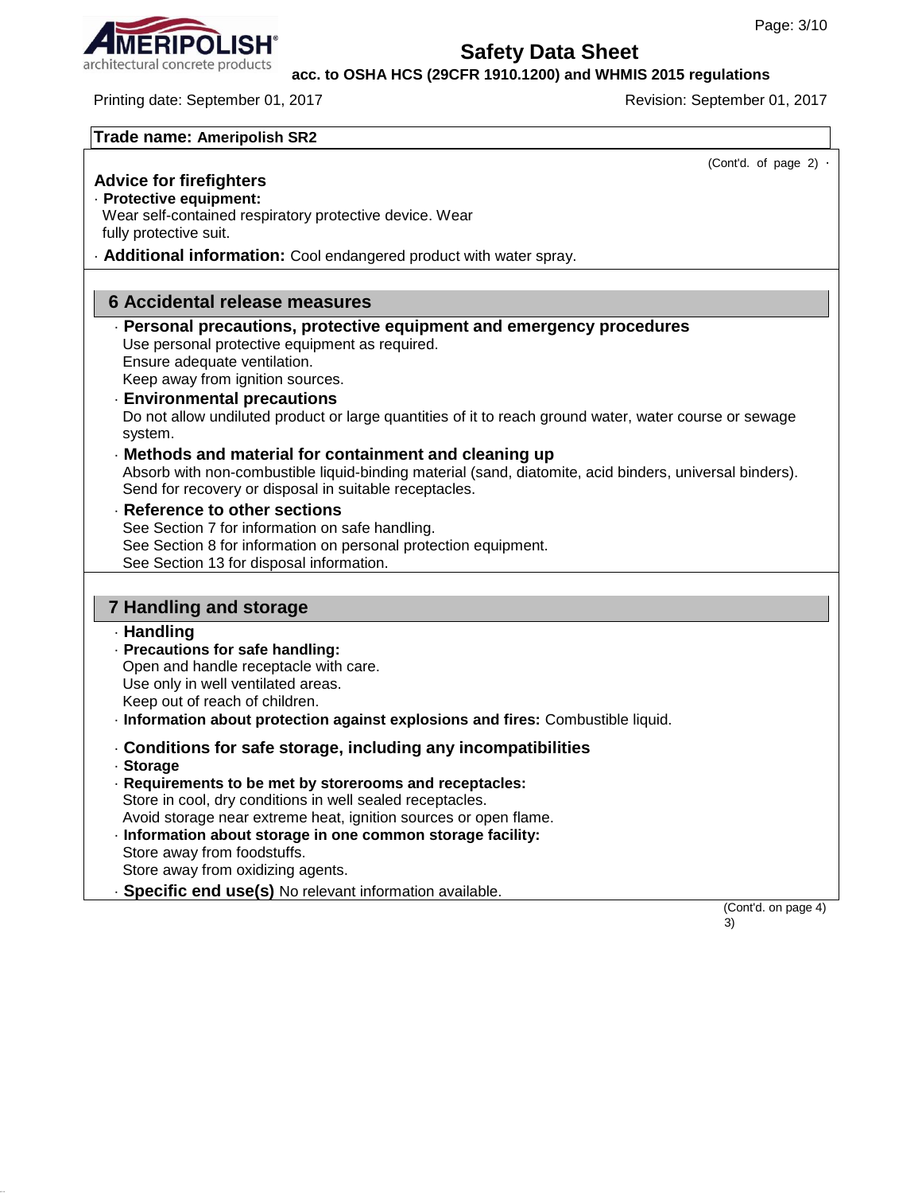**Trade name: Ameripolish SR2**

(Cont'd. of page 2)

### Advice for firefighters

· **Protective equipment:**
Wear self-contained respiratory protective device. Wear fully protective suit.

· **Additional information:** Cool endangered product with water spray.

## 6 Accidental release measures

· **Personal precautions, protective equipment and emergency procedures**
Use personal protective equipment as required.
Ensure adequate ventilation.
Keep away from ignition sources.

· **Environmental precautions**
Do not allow undiluted product or large quantities of it to reach ground water, water course or sewage system.

· **Methods and material for containment and cleaning up**
Absorb with non-combustible liquid-binding material (sand, diatomite, acid binders, universal binders).
Send for recovery or disposal in suitable receptacles.

· **Reference to other sections**
See Section 7 for information on safe handling.
See Section 8 for information on personal protection equipment.
See Section 13 for disposal information.

## 7 Handling and storage

· **Handling**

· **Precautions for safe handling:**
Open and handle receptacle with care.
Use only in well ventilated areas.
Keep out of reach of children.

· **Information about protection against explosions and fires:** Combustible liquid.

· **Conditions for safe storage, including any incompatibilities**

· **Storage**

· **Requirements to be met by storerooms and receptacles:**
Store in cool, dry conditions in well sealed receptacles.
Avoid storage near extreme heat, ignition sources or open flame.

· **Information about storage in one common storage facility:**
Store away from foodstuffs.
Store away from oxidizing agents.

· **Specific end use(s)** No relevant information available.

(Cont'd. on page 4)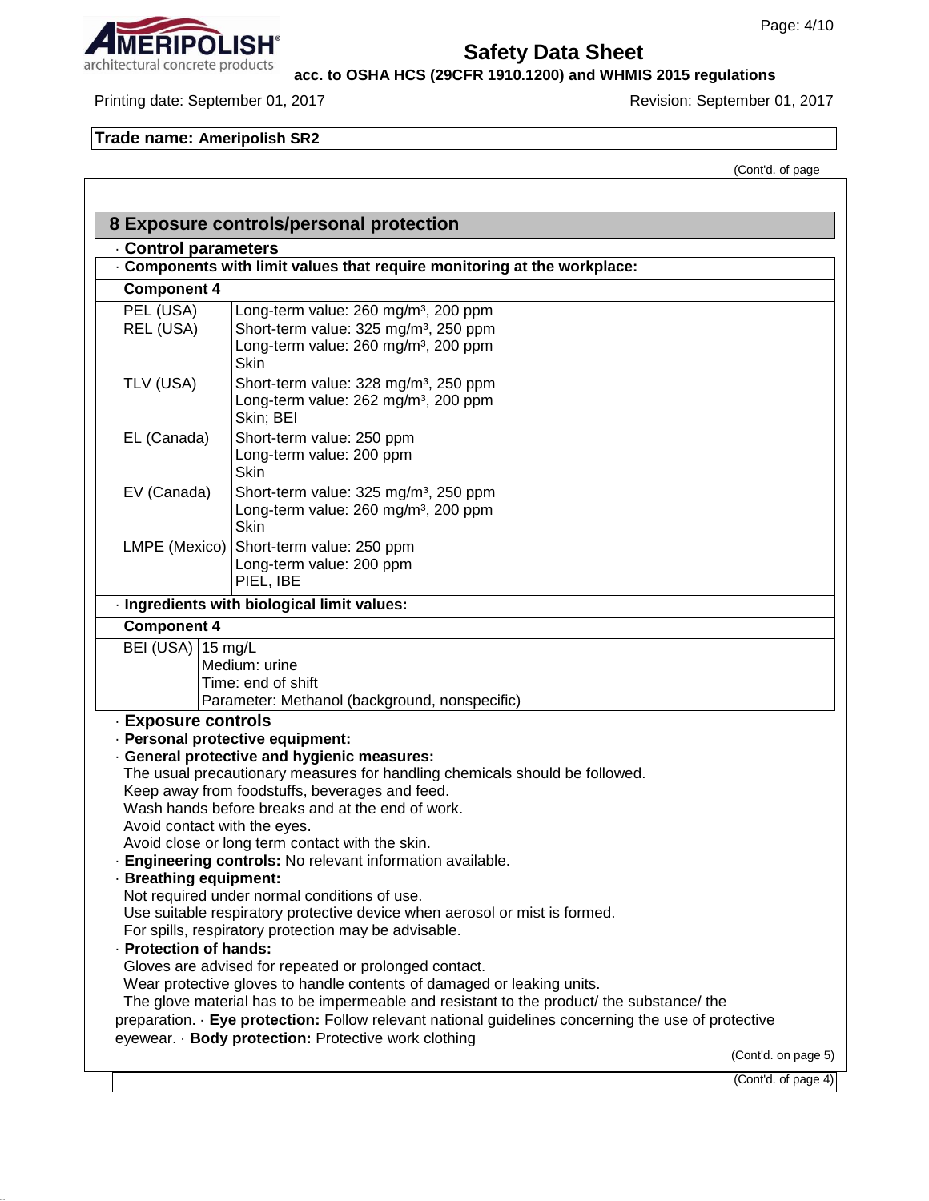## 8 Exposure controls/personal protection

· **Control parameters**

· **Components with limit values that require monitoring at the workplace:**

| **Component 4** | |
|---|---|
| PEL (USA) | Long-term value: 260 mg/m³, 200 ppm |
| REL (USA) | Short-term value: 325 mg/m³, 250 ppm<br>Long-term value: 260 mg/m³, 200 ppm<br>Skin |
| TLV (USA) | Short-term value: 328 mg/m³, 250 ppm<br>Long-term value: 262 mg/m³, 200 ppm<br>Skin; BEI |
| EL (Canada) | Short-term value: 250 ppm<br>Long-term value: 200 ppm<br>Skin |
| EV (Canada) | Short-term value: 325 mg/m³, 250 ppm<br>Long-term value: 260 mg/m³, 200 ppm<br>Skin |
| LMPE (Mexico) | Short-term value: 250 ppm<br>Long-term value: 200 ppm<br>PIEL, IBE |

· **Ingredients with biological limit values:**

| **Component 4** | |
|---|---|
| BEI (USA) | 15 mg/L<br>Medium: urine<br>Time: end of shift<br>Parameter: Methanol (background, nonspecific) |

· **Exposure controls**

· **Personal protective equipment:**

· **General protective and hygienic measures:**

The usual precautionary measures for handling chemicals should be followed.
Keep away from foodstuffs, beverages and feed.
Wash hands before breaks and at the end of work.
Avoid contact with the eyes.
Avoid close or long term contact with the skin.

· **Engineering controls:** No relevant information available.

· **Breathing equipment:**

Not required under normal conditions of use.
Use suitable respiratory protective device when aerosol or mist is formed.
For spills, respiratory protection may be advisable.

· **Protection of hands:**

Gloves are advised for repeated or prolonged contact.
Wear protective gloves to handle contents of damaged or leaking units.
The glove material has to be impermeable and resistant to the product/ the substance/ the preparation. · **Eye protection:** Follow relevant national guidelines concerning the use of protective eyewear. · **Body protection:** Protective work clothing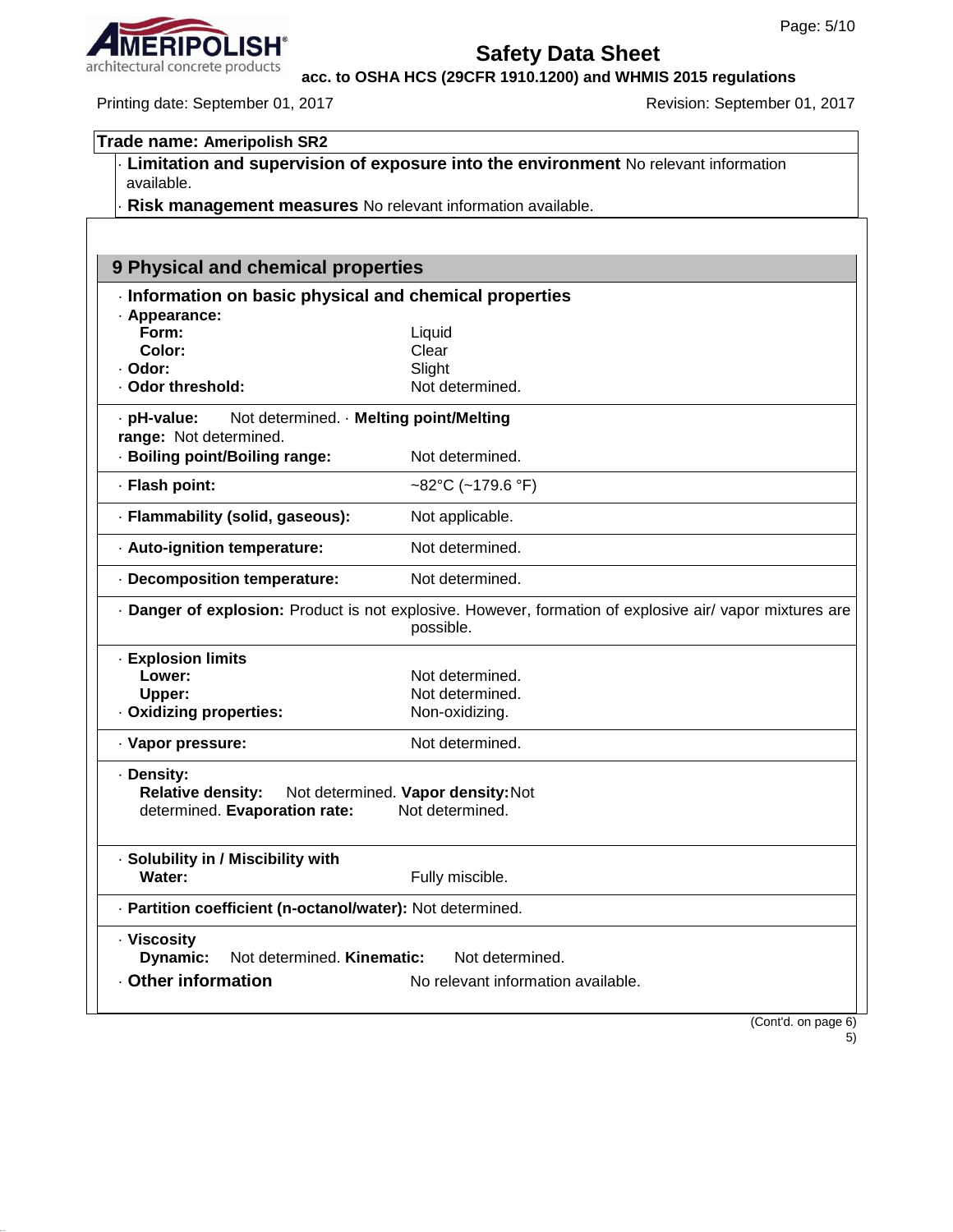**Trade name: Ameripolish SR2**

· **Limitation and supervision of exposure into the environment** No relevant information available.

· **Risk management measures** No relevant information available.

## 9 Physical and chemical properties

· **Information on basic physical and chemical properties**

· **Appearance:**

| | |
|---|---|
| **Form:** | Liquid |
| **Color:** | Clear |
| · **Odor:** | Slight |
| · **Odor threshold:** | Not determined. |

· **pH-value:** Not determined. · **Melting point/Melting range:** Not determined.

· **Boiling point/Boiling range:** Not determined.

· **Flash point:** ~82°C (~179.6 °F)

· **Flammability (solid, gaseous):** Not applicable.

· **Auto-ignition temperature:** Not determined.

· **Decomposition temperature:** Not determined.

· **Danger of explosion:** Product is not explosive. However, formation of explosive air/ vapor mixtures are possible.

· **Explosion limits**

| | |
|---|---|
| **Lower:** | Not determined. |
| **Upper:** | Not determined. |
| · **Oxidizing properties:** | Non-oxidizing. |

· **Vapor pressure:** Not determined.

· **Density:**
**Relative density:** Not determined. **Vapor density:** Not determined. **Evaporation rate:** Not determined.

· **Solubility in / Miscibility with**
**Water:** Fully miscible.

· **Partition coefficient (n-octanol/water):** Not determined.

· **Viscosity**
**Dynamic:** Not determined. **Kinematic:** Not determined.

· **Other information** No relevant information available.

(Cont'd. on page 6)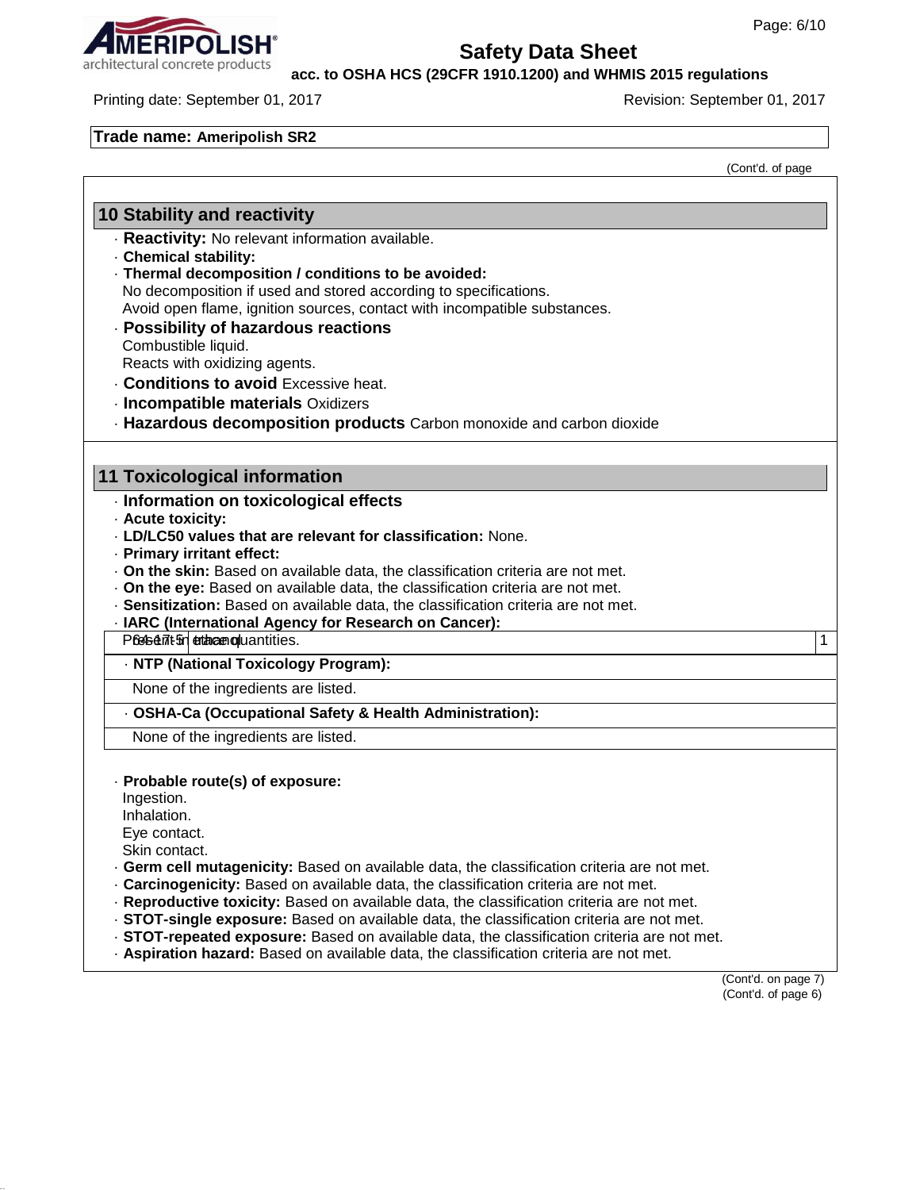## 10 Stability and reactivity

- **Reactivity:** No relevant information available.
- **Chemical stability:**
- **Thermal decomposition / conditions to be avoided:**
  No decomposition if used and stored according to specifications.
  Avoid open flame, ignition sources, contact with incompatible substances.
- **Possibility of hazardous reactions**
  Combustible liquid.
  Reacts with oxidizing agents.
- **Conditions to avoid** Excessive heat.
- **Incompatible materials** Oxidizers
- **Hazardous decomposition products** Carbon monoxide and carbon dioxide

## 11 Toxicological information

- **Information on toxicological effects**
- **Acute toxicity:**
- **LD/LC50 values that are relevant for classification:** None.
- **Primary irritant effect:**
- **On the skin:** Based on available data, the classification criteria are not met.
- **On the eye:** Based on available data, the classification criteria are not met.
- **Sensitization:** Based on available data, the classification criteria are not met.
- **IARC (International Agency for Research on Cancer):**

| 64-17-5 | ethanol Present in trace quantities. | 1 |
|---|---|---|

- **NTP (National Toxicology Program):**

None of the ingredients are listed.

- **OSHA-Ca (Occupational Safety & Health Administration):**

None of the ingredients are listed.

- **Probable route(s) of exposure:**
  Ingestion.
  Inhalation.
  Eye contact.
  Skin contact.
- **Germ cell mutagenicity:** Based on available data, the classification criteria are not met.
- **Carcinogenicity:** Based on available data, the classification criteria are not met.
- **Reproductive toxicity:** Based on available data, the classification criteria are not met.
- **STOT-single exposure:** Based on available data, the classification criteria are not met.
- **STOT-repeated exposure:** Based on available data, the classification criteria are not met.
- **Aspiration hazard:** Based on available data, the classification criteria are not met.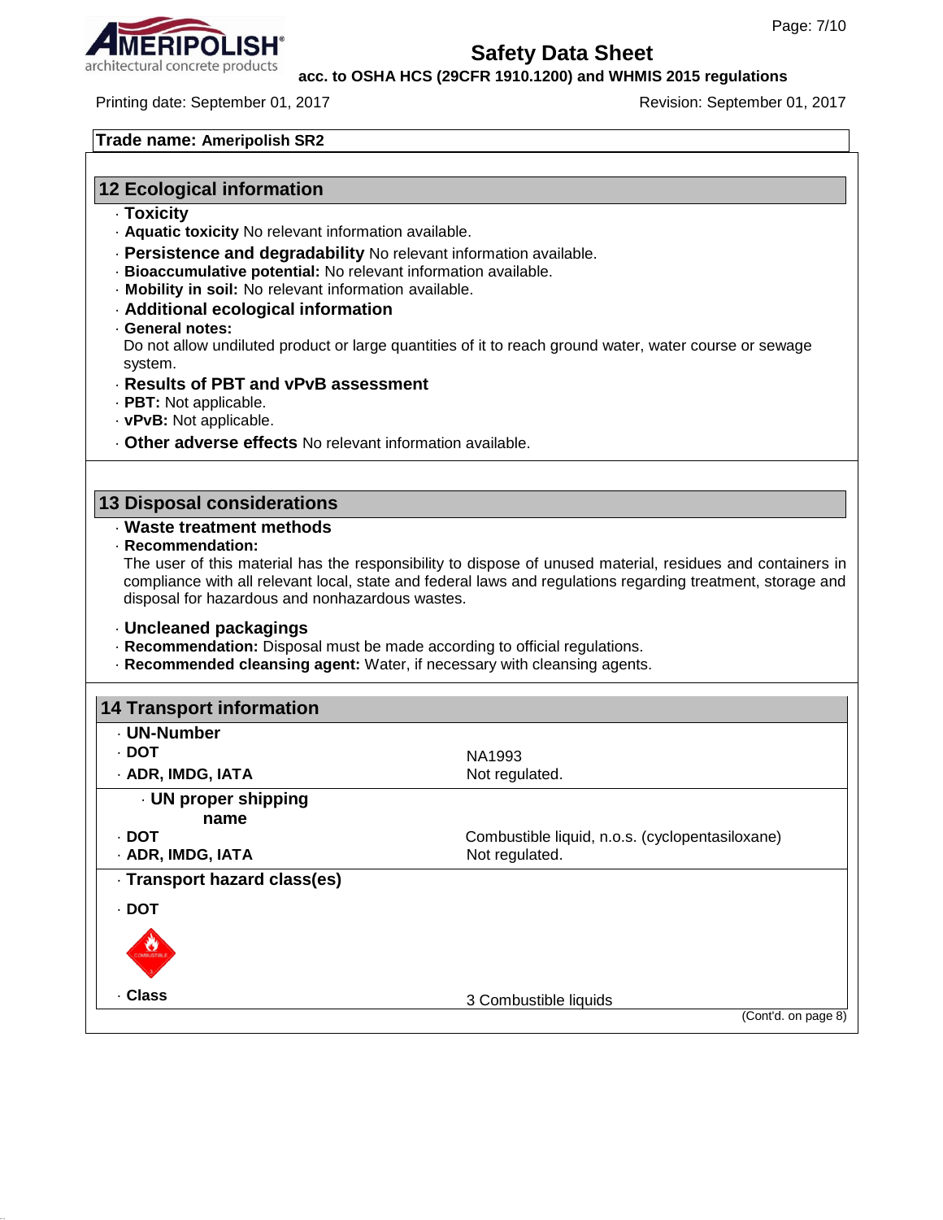**Trade name: Ameripolish SR2**

## 12 Ecological information

· **Toxicity**
· **Aquatic toxicity** No relevant information available.
· **Persistence and degradability** No relevant information available.
· **Bioaccumulative potential:** No relevant information available.
· **Mobility in soil:** No relevant information available.
· **Additional ecological information**
· **General notes:**
Do not allow undiluted product or large quantities of it to reach ground water, water course or sewage system.
· **Results of PBT and vPvB assessment**
· **PBT:** Not applicable.
· **vPvB:** Not applicable.
· **Other adverse effects** No relevant information available.

## 13 Disposal considerations

· **Waste treatment methods**
· **Recommendation:**
The user of this material has the responsibility to dispose of unused material, residues and containers in compliance with all relevant local, state and federal laws and regulations regarding treatment, storage and disposal for hazardous and nonhazardous wastes.

· **Uncleaned packagings**
· **Recommendation:** Disposal must be made according to official regulations.
· **Recommended cleansing agent:** Water, if necessary with cleansing agents.

## 14 Transport information

· **UN-Number**
· **DOT** — NA1993
· **ADR, IMDG, IATA** — Not regulated.

· **UN proper shipping name**
· **DOT** — Combustible liquid, n.o.s. (cyclopentasiloxane)
· **ADR, IMDG, IATA** — Not regulated.

· **Transport hazard class(es)**

· **DOT**

· **Class** — 3 Combustible liquids

(Cont'd. on page 8)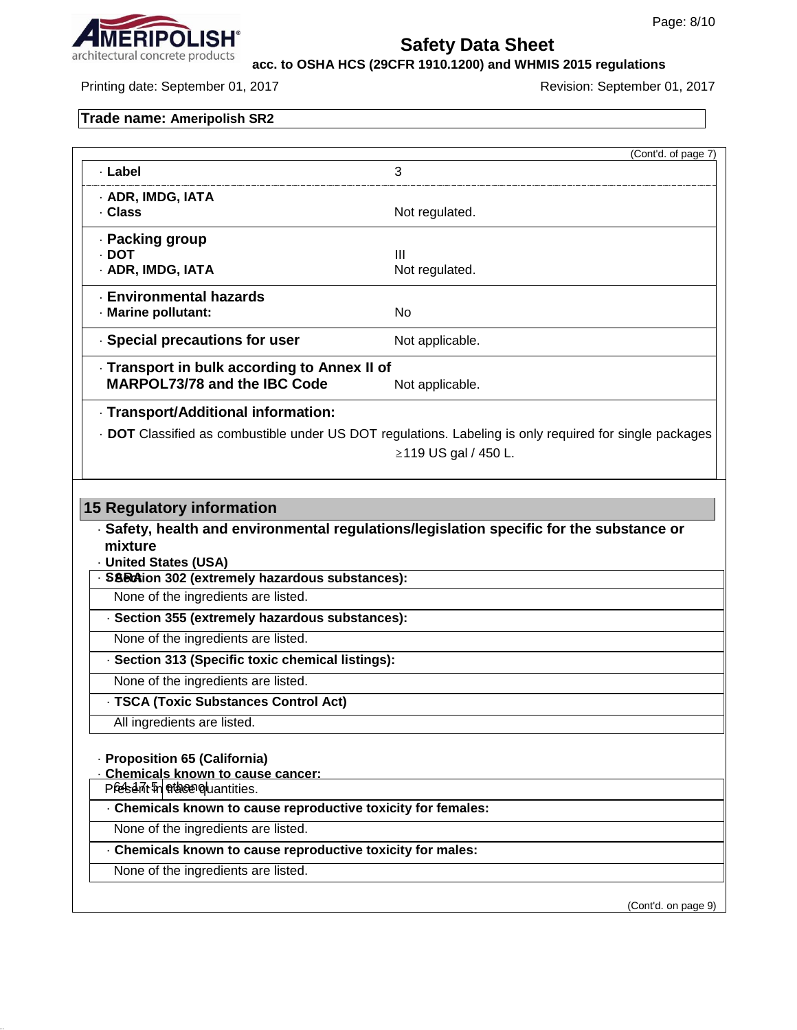**Trade name: Ameripolish SR2**

(Cont'd. of page 7)

| | |
|---|---|
| · **Label** | 3 |
| · **ADR, IMDG, IATA** | |
| · **Class** | Not regulated. |
| · **Packing group** | |
| · **DOT** | III |
| · **ADR, IMDG, IATA** | Not regulated. |
| · **Environmental hazards** | |
| · **Marine pollutant:** | No |
| · **Special precautions for user** | Not applicable. |
| · **Transport in bulk according to Annex II of MARPOL73/78 and the IBC Code** | Not applicable. |

· **Transport/Additional information:**

· **DOT** Classified as combustible under US DOT regulations. Labeling is only required for single packages ≥119 US gal / 450 L.

## 15 Regulatory information

· **Safety, health and environmental regulations/legislation specific for the substance or mixture**

· **United States (USA)**

· **SARA**

· **Section 302 (extremely hazardous substances):**

None of the ingredients are listed.

· **Section 355 (extremely hazardous substances):**

None of the ingredients are listed.

· **Section 313 (Specific toxic chemical listings):**

None of the ingredients are listed.

· **TSCA (Toxic Substances Control Act)**

All ingredients are listed.

· **Proposition 65 (California)**

· **Chemicals known to cause cancer:**

| | |
|---|---|
| 64-17-5 | ethanol |

Present in trace quantities.

· **Chemicals known to cause reproductive toxicity for females:**

None of the ingredients are listed.

· **Chemicals known to cause reproductive toxicity for males:**

None of the ingredients are listed.

(Cont'd. on page 9)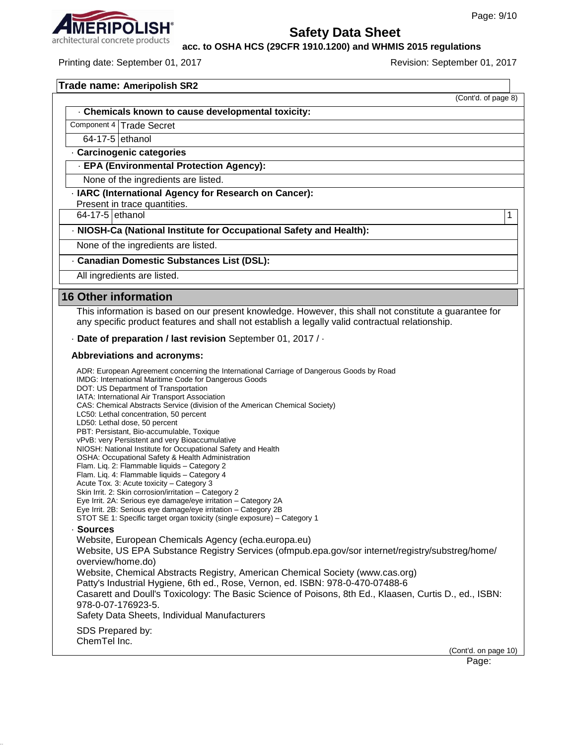**Trade name: Ameripolish SR2**

(Cont'd. of page 8)

· **Chemicals known to cause developmental toxicity:**

| | |
|---|---|
| Component 4 | Trade Secret |
| 64-17-5 | ethanol |

· **Carcinogenic categories**

· **EPA (Environmental Protection Agency):**

None of the ingredients are listed.

· **IARC (International Agency for Research on Cancer):**

Present in trace quantities.

| | | |
|---|---|---|
| 64-17-5 | ethanol | 1 |

· **NIOSH-Ca (National Institute for Occupational Safety and Health):**

None of the ingredients are listed.

· **Canadian Domestic Substances List (DSL):**

All ingredients are listed.

## 16 Other information

This information is based on our present knowledge. However, this shall not constitute a guarantee for any specific product features and shall not establish a legally valid contractual relationship.

· **Date of preparation / last revision** September 01, 2017 / ·

**Abbreviations and acronyms:**

ADR: European Agreement concerning the International Carriage of Dangerous Goods by Road
IMDG: International Maritime Code for Dangerous Goods
DOT: US Department of Transportation
IATA: International Air Transport Association
CAS: Chemical Abstracts Service (division of the American Chemical Society)
LC50: Lethal concentration, 50 percent
LD50: Lethal dose, 50 percent
PBT: Persistant, Bio-accumulable, Toxique
vPvB: very Persistent and very Bioaccumulative
NIOSH: National Institute for Occupational Safety and Health
OSHA: Occupational Safety & Health Administration
Flam. Liq. 2: Flammable liquids – Category 2
Flam. Liq. 4: Flammable liquids – Category 4
Acute Tox. 3: Acute toxicity – Category 3
Skin Irrit. 2: Skin corrosion/irritation – Category 2
Eye Irrit. 2A: Serious eye damage/eye irritation – Category 2A
Eye Irrit. 2B: Serious eye damage/eye irritation – Category 2B
STOT SE 1: Specific target organ toxicity (single exposure) – Category 1

· **Sources**

Website, European Chemicals Agency (echa.europa.eu)
Website, US EPA Substance Registry Services (ofmpub.epa.gov/sor internet/registry/substreg/home/overview/home.do)
Website, Chemical Abstracts Registry, American Chemical Society (www.cas.org)
Patty's Industrial Hygiene, 6th ed., Rose, Vernon, ed. ISBN: 978-0-470-07488-6
Casarett and Doull's Toxicology: The Basic Science of Poisons, 8th Ed., Klaasen, Curtis D., ed., ISBN: 978-0-07-176923-5.
Safety Data Sheets, Individual Manufacturers

SDS Prepared by:
ChemTel Inc.

(Cont'd. on page 10)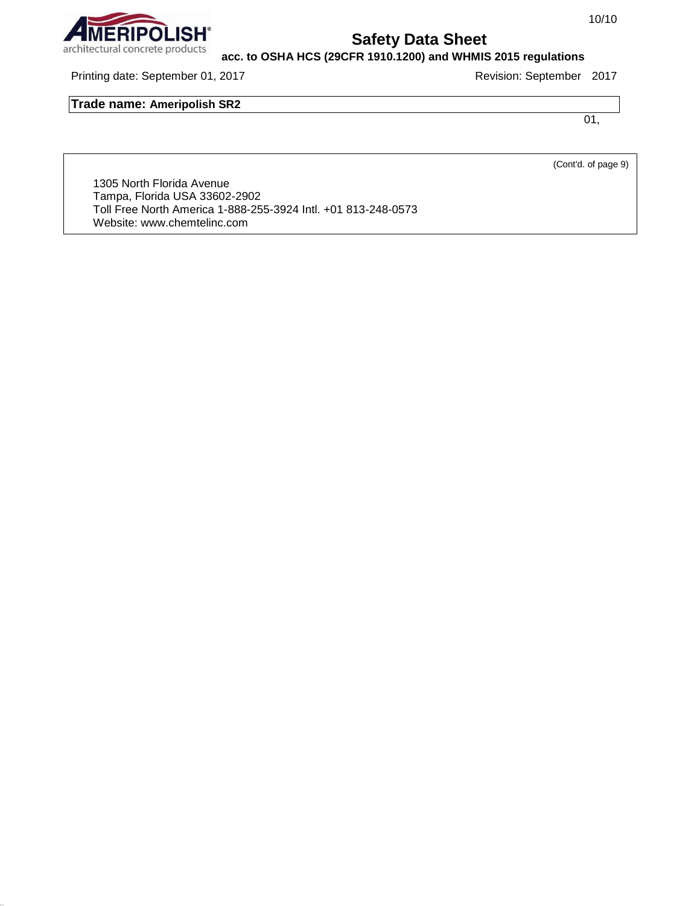(Cont'd. of page 9)

1305 North Florida Avenue
Tampa, Florida USA 33602-2902
Toll Free North America 1-888-255-3924 Intl. +01 813-248-0573
Website: www.chemtelinc.com